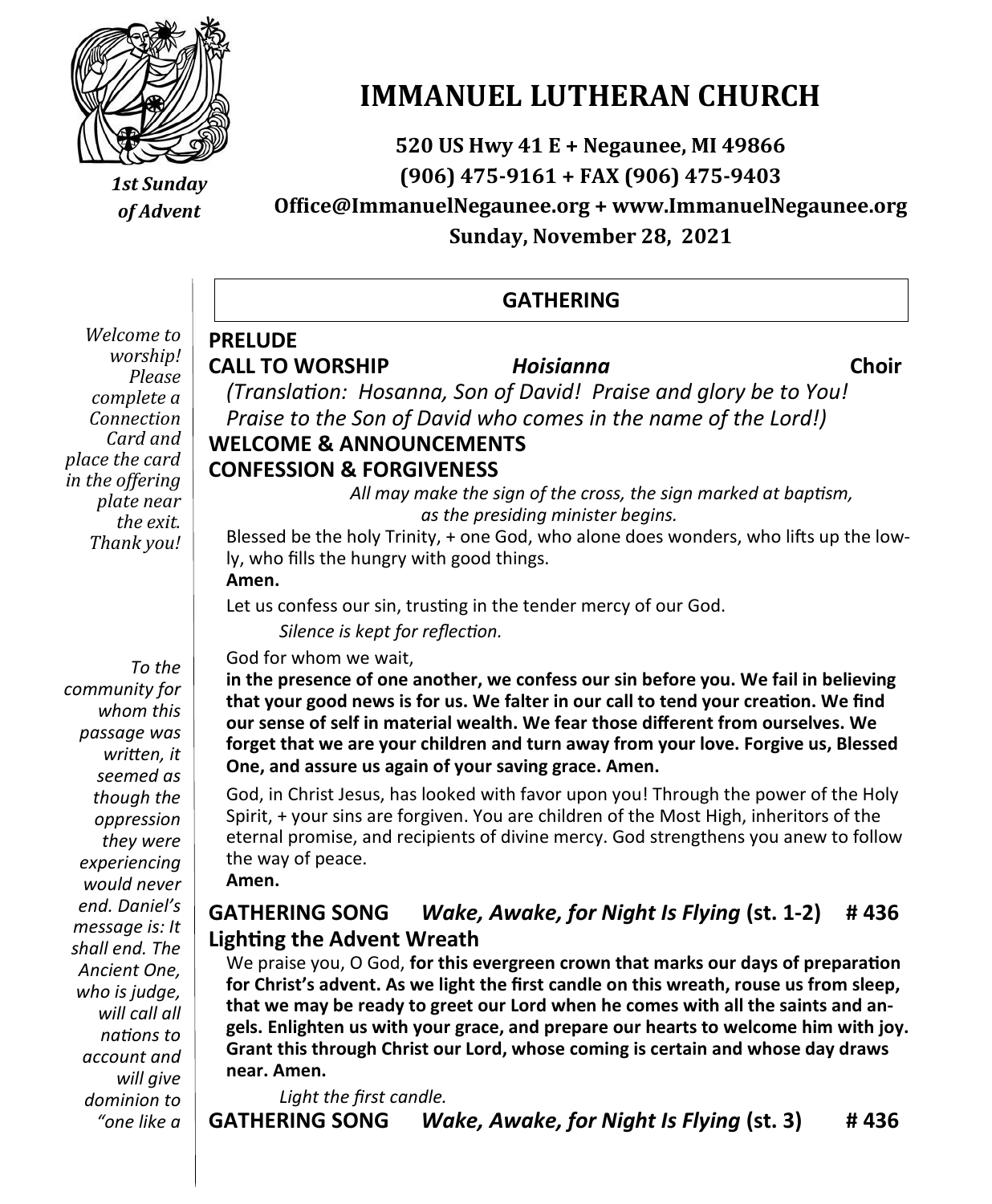# IMMANUEL LUTHERAN CHURCH

**520 US Hwy 41 E + Negaunee, MI 49866**
**(906) 475-9161 + FAX (906) 475-9403**
**Office@ImmanuelNegaunee.org + www.ImmanuelNegaunee.org**
**Sunday, November 28, 2021**

*1st Sunday of Advent*

## GATHERING

*Welcome to worship! Please complete a Connection Card and place the card in the offering plate near the exit. Thank you!*

**PRELUDE**

**CALL TO WORSHIP** ***Hoisianna*** **Choir**

*(Translation: Hosanna, Son of David! Praise and glory be to You! Praise to the Son of David who comes in the name of the Lord!)*

**WELCOME & ANNOUNCEMENTS**

**CONFESSION & FORGIVENESS**

*All may make the sign of the cross, the sign marked at baptism, as the presiding minister begins.*

Blessed be the holy Trinity, + one God, who alone does wonders, who lifts up the lowly, who fills the hungry with good things.

**Amen.**

Let us confess our sin, trusting in the tender mercy of our God.

*Silence is kept for reflection.*

God for whom we wait,

**in the presence of one another, we confess our sin before you. We fail in believing that your good news is for us. We falter in our call to tend your creation. We find our sense of self in material wealth. We fear those different from ourselves. We forget that we are your children and turn away from your love. Forgive us, Blessed One, and assure us again of your saving grace. Amen.**

God, in Christ Jesus, has looked with favor upon you! Through the power of the Holy Spirit, + your sins are forgiven. You are children of the Most High, inheritors of the eternal promise, and recipients of divine mercy. God strengthens you anew to follow the way of peace.

**Amen.**

**GATHERING SONG** ***Wake, Awake, for Night Is Flying*** **(st. 1-2) # 436**

**Lighting the Advent Wreath**

We praise you, O God, **for this evergreen crown that marks our days of preparation for Christ's advent. As we light the first candle on this wreath, rouse us from sleep, that we may be ready to greet our Lord when he comes with all the saints and angels. Enlighten us with your grace, and prepare our hearts to welcome him with joy. Grant this through Christ our Lord, whose coming is certain and whose day draws near. Amen.**

*Light the first candle.*

**GATHERING SONG** ***Wake, Awake, for Night Is Flying*** **(st. 3) # 436**

*To the community for whom this passage was written, it seemed as though the oppression they were experiencing would never end. Daniel's message is: It shall end. The Ancient One, who is judge, will call all nations to account and will give dominion to "one like a*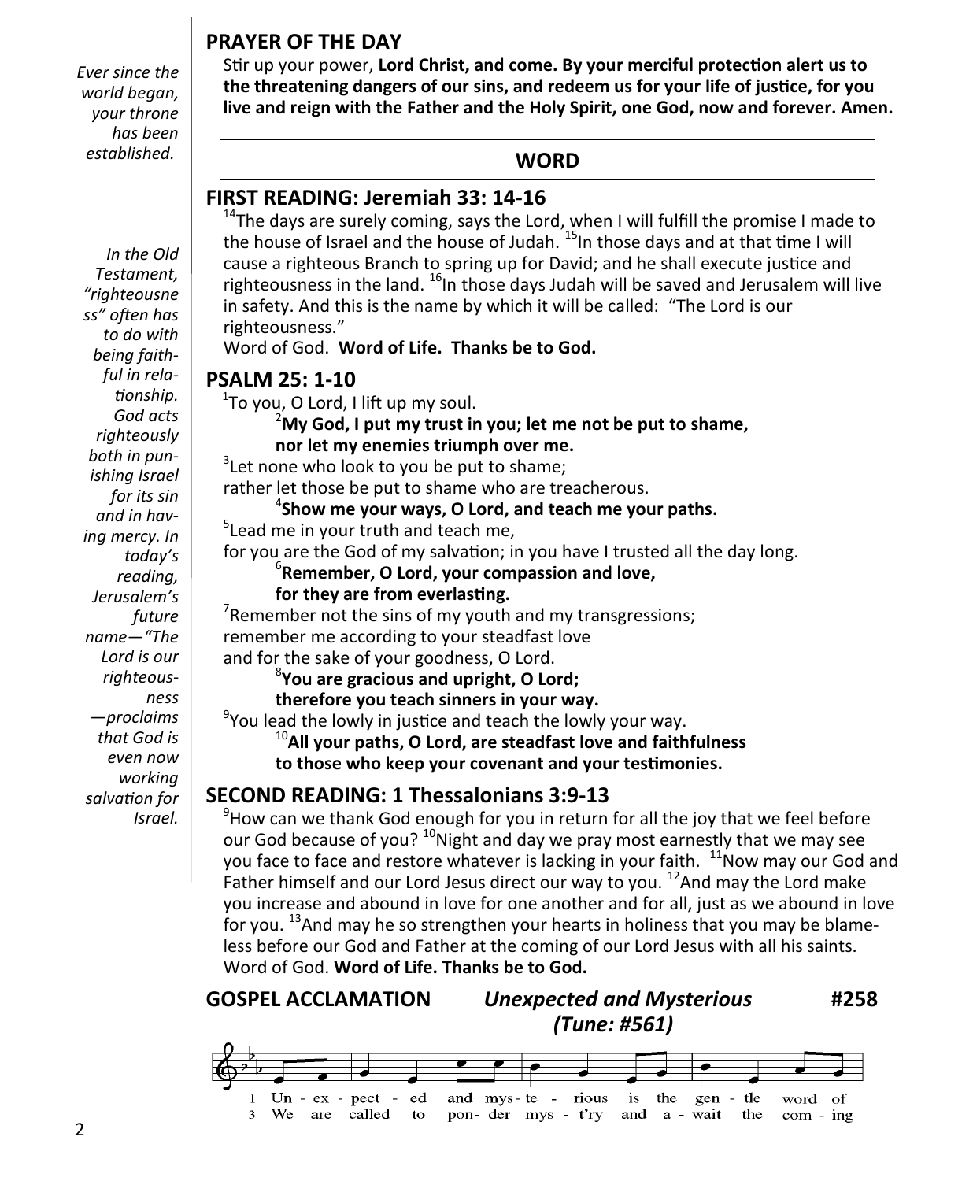## PRAYER OF THE DAY

*Ever since the world began, your throne has been established.*

Stir up your power, **Lord Christ, and come. By your merciful protection alert us to the threatening dangers of our sins, and redeem us for your life of justice, for you live and reign with the Father and the Holy Spirit, one God, now and forever. Amen.**

## WORD

## FIRST READING: Jeremiah 33: 14-16

*In the Old Testament, "righteousness" often has to do with being faithful in relationship. God acts righteously both in punishing Israel for its sin and in having mercy. In today's reading, Jerusalem's future name—"The Lord is our righteousness—proclaims that God is even now working salvation for Israel.*

[14]The days are surely coming, says the Lord, when I will fulfill the promise I made to the house of Israel and the house of Judah. [15]In those days and at that time I will cause a righteous Branch to spring up for David; and he shall execute justice and righteousness in the land. [16]In those days Judah will be saved and Jerusalem will live in safety. And this is the name by which it will be called: "The Lord is our righteousness."

Word of God. **Word of Life. Thanks be to God.**

## PSALM 25: 1-10

[1]To you, O Lord, I lift up my soul.

**[2]My God, I put my trust in you; let me not be put to shame,**
**nor let my enemies triumph over me.**

[3]Let none who look to you be put to shame;
rather let those be put to shame who are treacherous.

**[4]Show me your ways, O Lord, and teach me your paths.**

[5]Lead me in your truth and teach me,
for you are the God of my salvation; in you have I trusted all the day long.

**[6]Remember, O Lord, your compassion and love,**
**for they are from everlasting.**

[7]Remember not the sins of my youth and my transgressions;
remember me according to your steadfast love
and for the sake of your goodness, O Lord.

**[8]You are gracious and upright, O Lord;**
**therefore you teach sinners in your way.**

[9]You lead the lowly in justice and teach the lowly your way.

**[10]All your paths, O Lord, are steadfast love and faithfulness**
**to those who keep your covenant and your testimonies.**

## SECOND READING: 1 Thessalonians 3:9-13

[9]How can we thank God enough for you in return for all the joy that we feel before our God because of you? [10]Night and day we pray most earnestly that we may see you face to face and restore whatever is lacking in your faith. [11]Now may our God and Father himself and our Lord Jesus direct our way to you. [12]And may the Lord make you increase and abound in love for one another and for all, just as we abound in love for you. [13]And may he so strengthen your hearts in holiness that you may be blameless before our God and Father at the coming of our Lord Jesus with all his saints.

Word of God. **Word of Life. Thanks be to God.**

## GOSPEL ACCLAMATION *Unexpected and Mysterious* #258
### *(Tune: #561)*

1 Un - ex - pect - ed and mys - te - rious is the gen - tle word of
3 We are called to pon - der mys - t'ry and a - wait the com - ing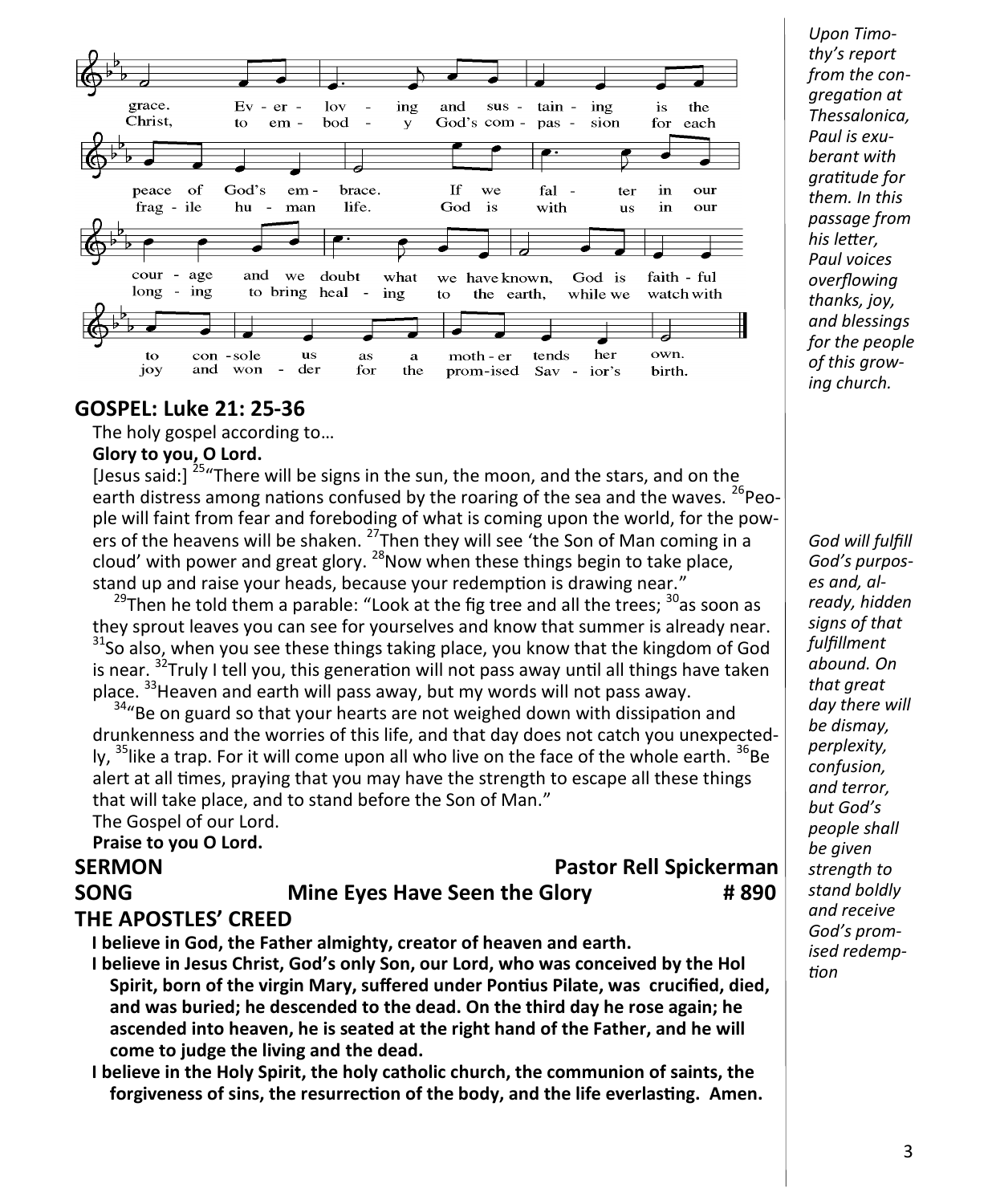grace. Ev-er-lov-ing and sus-tain-ing is the peace of God's em-brace. If we fal-ter in our cour-age and we doubt what we have known, God is faith-ful to con-sole us as a moth-er tends her own.

Christ, to em-bod-y God's com-pas-sion for each frag-ile hu-man life. God is with us in our long-ing to bring heal-ing to the earth, while we watch with joy and won-der for the prom-ised Sav-ior's birth.

*Upon Timothy's report from the congregation at Thessalonica, Paul is exuberant with gratitude for them. In this passage from his letter, Paul voices overflowing thanks, joy, and blessings for the people of this growing church.*

## GOSPEL: Luke 21: 25-36

The holy gospel according to…

**Glory to you, O Lord.**

[Jesus said:] [25]"There will be signs in the sun, the moon, and the stars, and on the earth distress among nations confused by the roaring of the sea and the waves. [26]People will faint from fear and foreboding of what is coming upon the world, for the powers of the heavens will be shaken. [27]Then they will see 'the Son of Man coming in a cloud' with power and great glory. [28]Now when these things begin to take place, stand up and raise your heads, because your redemption is drawing near."

[29]Then he told them a parable: "Look at the fig tree and all the trees; [30]as soon as they sprout leaves you can see for yourselves and know that summer is already near. [31]So also, when you see these things taking place, you know that the kingdom of God is near. [32]Truly I tell you, this generation will not pass away until all things have taken place. [33]Heaven and earth will pass away, but my words will not pass away.

[34]"Be on guard so that your hearts are not weighed down with dissipation and drunkenness and the worries of this life, and that day does not catch you unexpectedly, [35]like a trap. For it will come upon all who live on the face of the whole earth. [36]Be alert at all times, praying that you may have the strength to escape all these things that will take place, and to stand before the Son of Man."

The Gospel of our Lord.

**Praise to you O Lord.**

*God will fulfill God's purposes and, already, hidden signs of that fulfillment abound. On that great day there will be dismay, perplexity, confusion, and terror, but God's people shall be given strength to stand boldly and receive God's promised redemption*

## SERMON — Pastor Rell Spickerman

## SONG — Mine Eyes Have Seen the Glory — # 890

## THE APOSTLES' CREED

**I believe in God, the Father almighty, creator of heaven and earth.**

**I believe in Jesus Christ, God's only Son, our Lord, who was conceived by the Hol Spirit, born of the virgin Mary, suffered under Pontius Pilate, was crucified, died, and was buried; he descended to the dead. On the third day he rose again; he ascended into heaven, he is seated at the right hand of the Father, and he will come to judge the living and the dead.**

**I believe in the Holy Spirit, the holy catholic church, the communion of saints, the forgiveness of sins, the resurrection of the body, and the life everlasting. Amen.**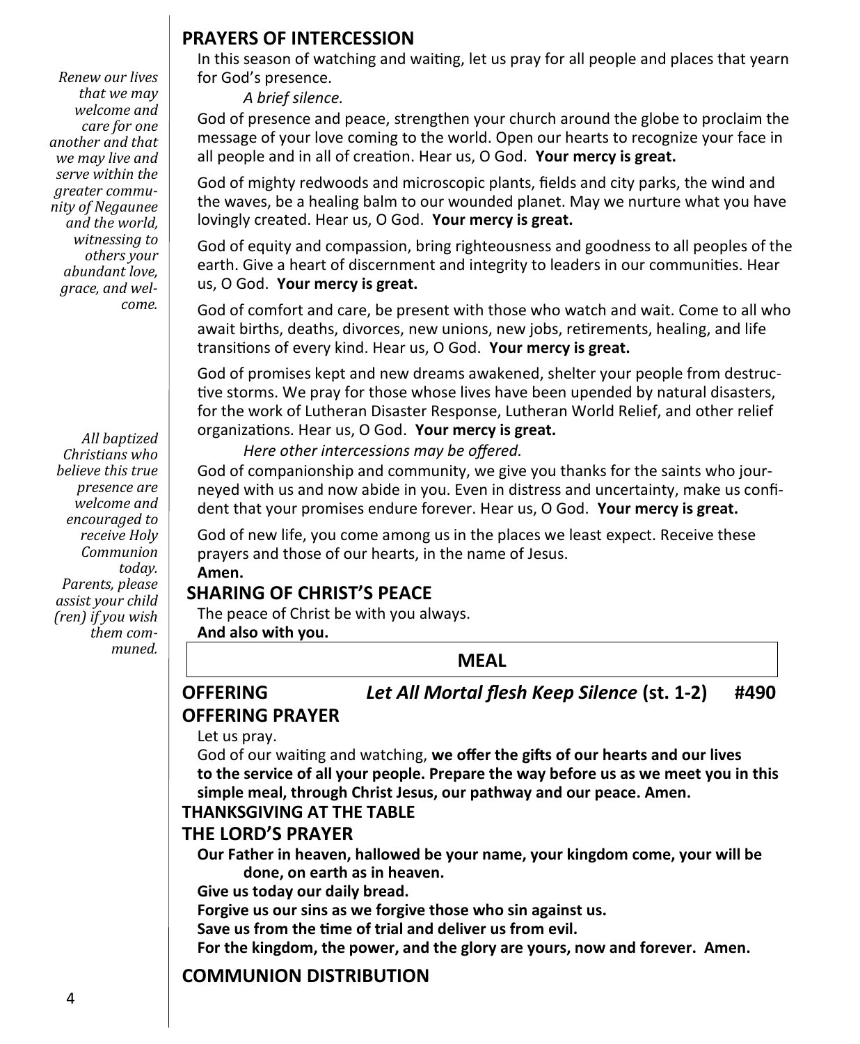## PRAYERS OF INTERCESSION

*Renew our lives that we may welcome and care for one another and that we may live and serve within the greater community of Negaunee and the world, witnessing to others your abundant love, grace, and welcome.*

In this season of watching and waiting, let us pray for all people and places that yearn for God's presence.

*A brief silence.*

God of presence and peace, strengthen your church around the globe to proclaim the message of your love coming to the world. Open our hearts to recognize your face in all people and in all of creation. Hear us, O God. **Your mercy is great.**

God of mighty redwoods and microscopic plants, fields and city parks, the wind and the waves, be a healing balm to our wounded planet. May we nurture what you have lovingly created. Hear us, O God. **Your mercy is great.**

God of equity and compassion, bring righteousness and goodness to all peoples of the earth. Give a heart of discernment and integrity to leaders in our communities. Hear us, O God. **Your mercy is great.**

God of comfort and care, be present with those who watch and wait. Come to all who await births, deaths, divorces, new unions, new jobs, retirements, healing, and life transitions of every kind. Hear us, O God. **Your mercy is great.**

God of promises kept and new dreams awakened, shelter your people from destructive storms. We pray for those whose lives have been upended by natural disasters, for the work of Lutheran Disaster Response, Lutheran World Relief, and other relief organizations. Hear us, O God. **Your mercy is great.**

*Here other intercessions may be offered.*

God of companionship and community, we give you thanks for the saints who journeyed with us and now abide in you. Even in distress and uncertainty, make us confident that your promises endure forever. Hear us, O God. **Your mercy is great.**

God of new life, you come among us in the places we least expect. Receive these prayers and those of our hearts, in the name of Jesus.
**Amen.**

*All baptized Christians who believe this true presence are welcome and encouraged to receive Holy Communion today. Parents, please assist your child(ren) if you wish them communed.*

## SHARING OF CHRIST'S PEACE

The peace of Christ be with you always.
**And also with you.**

## MEAL

## OFFERING *Let All Mortal flesh Keep Silence* (st. 1-2) #490

## OFFERING PRAYER

Let us pray.
God of our waiting and watching, **we offer the gifts of our hearts and our lives to the service of all your people. Prepare the way before us as we meet you in this simple meal, through Christ Jesus, our pathway and our peace. Amen.**

## THANKSGIVING AT THE TABLE

## THE LORD'S PRAYER

**Our Father in heaven, hallowed be your name, your kingdom come, your will be done, on earth as in heaven.**
**Give us today our daily bread.**
**Forgive us our sins as we forgive those who sin against us.**
**Save us from the time of trial and deliver us from evil.**
**For the kingdom, the power, and the glory are yours, now and forever. Amen.**

## COMMUNION DISTRIBUTION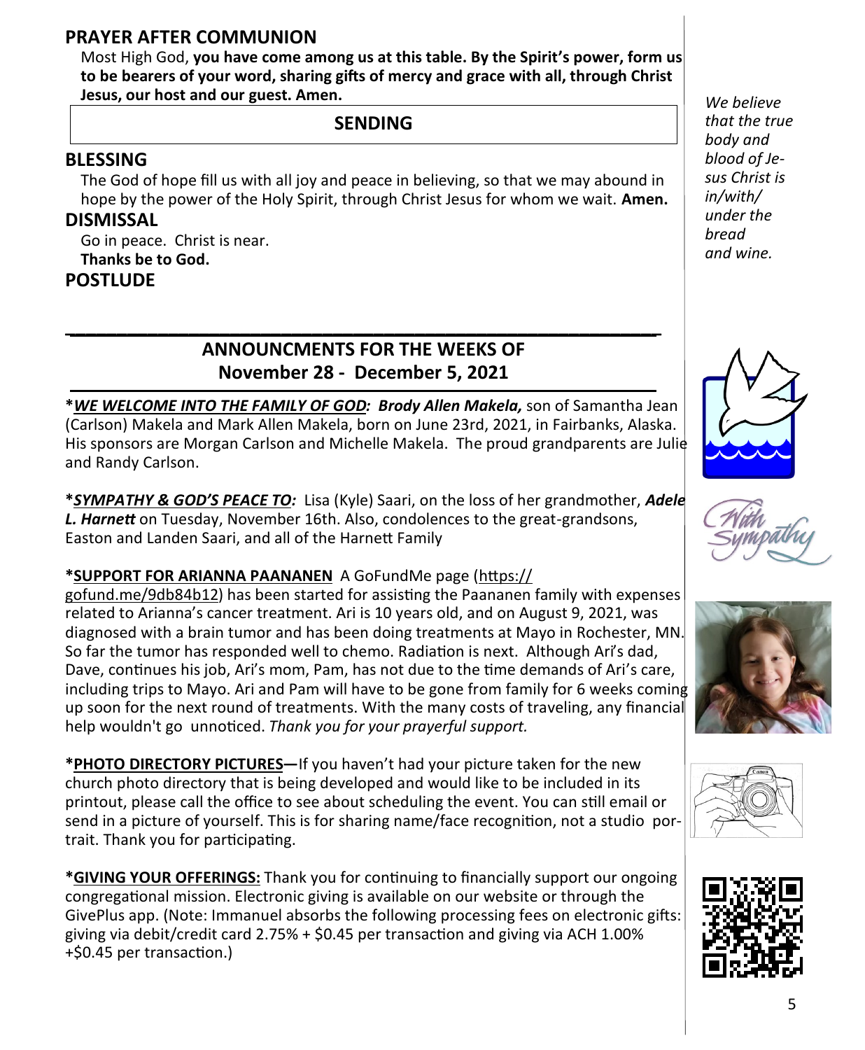## PRAYER AFTER COMMUNION

Most High God, **you have come among us at this table. By the Spirit's power, form us to be bearers of your word, sharing gifts of mercy and grace with all, through Christ Jesus, our host and our guest. Amen.**

*We believe that the true body and blood of Jesus Christ is in/with/ under the bread and wine.*

## SENDING

## BLESSING

The God of hope fill us with all joy and peace in believing, so that we may abound in hope by the power of the Holy Spirit, through Christ Jesus for whom we wait. **Amen.**

## DISMISSAL

Go in peace. Christ is near.
**Thanks be to God.**

## POSTLUDE

---

## ANNOUNCMENTS FOR THE WEEKS OF November 28 - December 5, 2021

**\****_WE WELCOME INTO THE FAMILY OF GOD:_** ***Brody Allen Makela,*** son of Samantha Jean (Carlson) Makela and Mark Allen Makela, born on June 23rd, 2021, in Fairbanks, Alaska. His sponsors are Morgan Carlson and Michelle Makela. The proud grandparents are Julie and Randy Carlson.

**\****_SYMPATHY & GOD'S PEACE TO:_** Lisa (Kyle) Saari, on the loss of her grandmother, ***Adele L. Harnett*** on Tuesday, November 16th. Also, condolences to the great-grandsons, Easton and Landen Saari, and all of the Harnett Family

**\*SUPPORT FOR ARIANNA PAANANEN** A GoFundMe page (https://gofund.me/9db84b12) has been started for assisting the Paananen family with expenses related to Arianna's cancer treatment. Ari is 10 years old, and on August 9, 2021, was diagnosed with a brain tumor and has been doing treatments at Mayo in Rochester, MN. So far the tumor has responded well to chemo. Radiation is next. Although Ari's dad, Dave, continues his job, Ari's mom, Pam, has not due to the time demands of Ari's care, including trips to Mayo. Ari and Pam will have to be gone from family for 6 weeks coming up soon for the next round of treatments. With the many costs of traveling, any financial help wouldn't go unnoticed. *Thank you for your prayerful support.*

**\*PHOTO DIRECTORY PICTURES—**If you haven't had your picture taken for the new church photo directory that is being developed and would like to be included in its printout, please call the office to see about scheduling the event. You can still email or send in a picture of yourself. This is for sharing name/face recognition, not a studio portrait. Thank you for participating.

**\*GIVING YOUR OFFERINGS:** Thank you for continuing to financially support our ongoing congregational mission. Electronic giving is available on our website or through the GivePlus app. (Note: Immanuel absorbs the following processing fees on electronic gifts: giving via debit/credit card 2.75% + $0.45 per transaction and giving via ACH 1.00% +$0.45 per transaction.)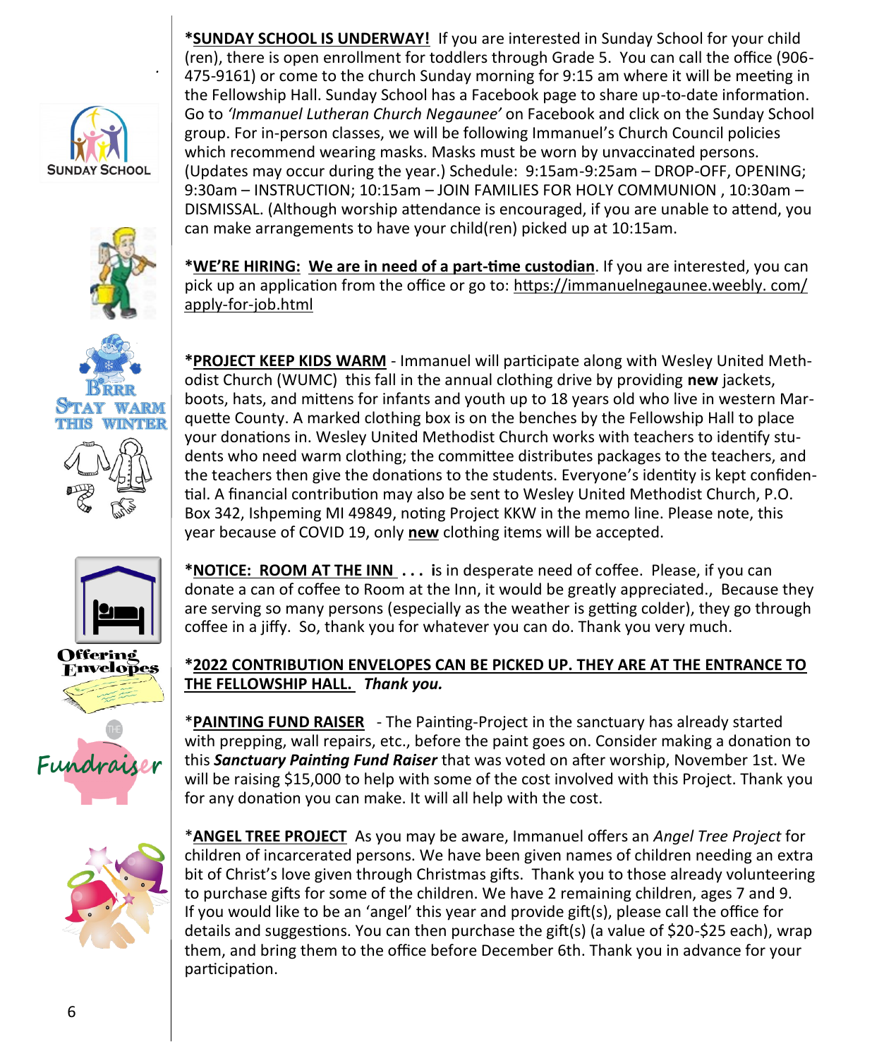***SUNDAY SCHOOL IS UNDERWAY!** If you are interested in Sunday School for your child (ren), there is open enrollment for toddlers through Grade 5. You can call the office (906-475-9161) or come to the church Sunday morning for 9:15 am where it will be meeting in the Fellowship Hall. Sunday School has a Facebook page to share up-to-date information. Go to *'Immanuel Lutheran Church Negaunee'* on Facebook and click on the Sunday School group. For in-person classes, we will be following Immanuel's Church Council policies which recommend wearing masks. Masks must be worn by unvaccinated persons. (Updates may occur during the year.) Schedule: 9:15am-9:25am – DROP-OFF, OPENING; 9:30am – INSTRUCTION; 10:15am – JOIN FAMILIES FOR HOLY COMMUNION , 10:30am – DISMISSAL. (Although worship attendance is encouraged, if you are unable to attend, you can make arrangements to have your child(ren) picked up at 10:15am.

***WE'RE HIRING: We are in need of a part-time custodian**. If you are interested, you can pick up an application from the office or go to: https://immanuelnegaunee.weebly. com/apply-for-job.html

***PROJECT KEEP KIDS WARM** - Immanuel will participate along with Wesley United Methodist Church (WUMC) this fall in the annual clothing drive by providing **new** jackets, boots, hats, and mittens for infants and youth up to 18 years old who live in western Marquette County. A marked clothing box is on the benches by the Fellowship Hall to place your donations in. Wesley United Methodist Church works with teachers to identify students who need warm clothing; the committee distributes packages to the teachers, and the teachers then give the donations to the students. Everyone's identity is kept confidential. A financial contribution may also be sent to Wesley United Methodist Church, P.O. Box 342, Ishpeming MI 49849, noting Project KKW in the memo line. Please note, this year because of COVID 19, only **new** clothing items will be accepted.

***NOTICE: ROOM AT THE INN . . . i**s in desperate need of coffee. Please, if you can donate a can of coffee to Room at the Inn, it would be greatly appreciated., Because they are serving so many persons (especially as the weather is getting colder), they go through coffee in a jiffy. So, thank you for whatever you can do. Thank you very much.

***2022 CONTRIBUTION ENVELOPES CAN BE PICKED UP. THEY ARE AT THE ENTRANCE TO THE FELLOWSHIP HALL.** ***Thank you.***

***PAINTING FUND RAISER** - The Painting-Project in the sanctuary has already started with prepping, wall repairs, etc., before the paint goes on. Consider making a donation to this ***Sanctuary Painting Fund Raiser*** that was voted on after worship, November 1st. We will be raising $15,000 to help with some of the cost involved with this Project. Thank you for any donation you can make. It will all help with the cost.

***ANGEL TREE PROJECT** As you may be aware, Immanuel offers an *Angel Tree Project* for children of incarcerated persons. We have been given names of children needing an extra bit of Christ's love given through Christmas gifts. Thank you to those already volunteering to purchase gifts for some of the children. We have 2 remaining children, ages 7 and 9. If you would like to be an 'angel' this year and provide gift(s), please call the office for details and suggestions. You can then purchase the gift(s) (a value of $20-$25 each), wrap them, and bring them to the office before December 6th. Thank you in advance for your participation.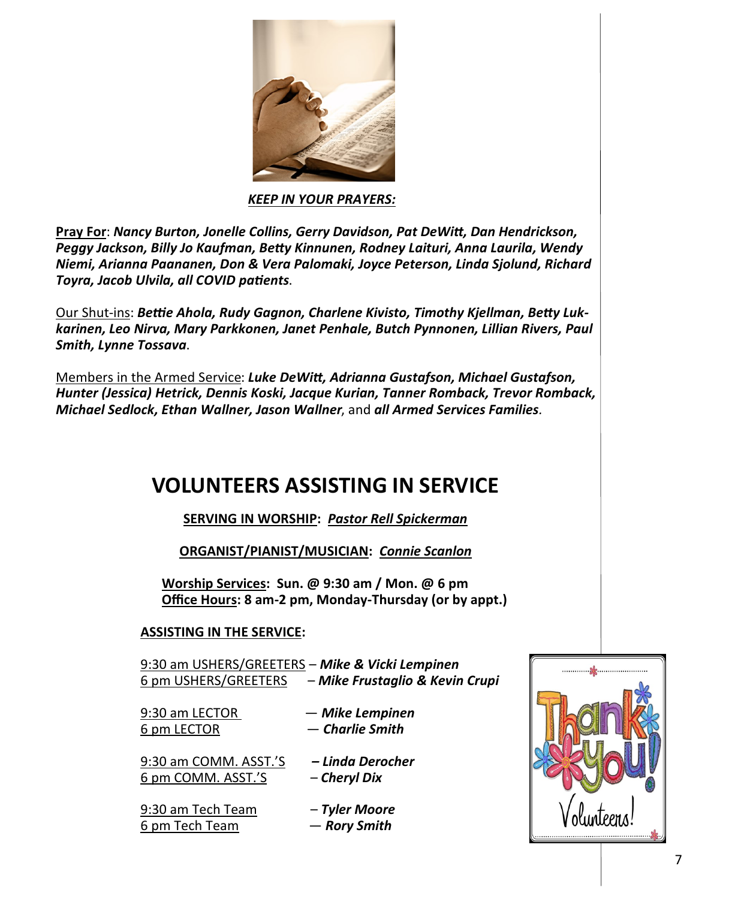***KEEP IN YOUR PRAYERS:***

**Pray For**: ***Nancy Burton, Jonelle Collins, Gerry Davidson, Pat DeWitt, Dan Hendrickson, Peggy Jackson, Billy Jo Kaufman, Betty Kinnunen, Rodney Laituri, Anna Laurila, Wendy Niemi, Arianna Paananen, Don & Vera Palomaki, Joyce Peterson, Linda Sjolund, Richard Toyra, Jacob Ulvila, all COVID patients***.

Our Shut-ins: ***Bettie Ahola, Rudy Gagnon, Charlene Kivisto, Timothy Kjellman, Betty Lukkarinen, Leo Nirva, Mary Parkkonen, Janet Penhale, Butch Pynnonen, Lillian Rivers, Paul Smith, Lynne Tossava***.

Members in the Armed Service: ***Luke DeWitt, Adrianna Gustafson, Michael Gustafson, Hunter (Jessica) Hetrick, Dennis Koski, Jacque Kurian, Tanner Romback, Trevor Romback, Michael Sedlock, Ethan Wallner, Jason Wallner***, and ***all Armed Services Families***.

# VOLUNTEERS ASSISTING IN SERVICE

**SERVING IN WORSHIP:** ***Pastor Rell Spickerman***

**ORGANIST/PIANIST/MUSICIAN:** ***Connie Scanlon***

**Worship Services: Sun. @ 9:30 am / Mon. @ 6 pm**
**Office Hours: 8 am-2 pm, Monday-Thursday (or by appt.)**

**ASSISTING IN THE SERVICE:**

9:30 am USHERS/GREETERS – ***Mike & Vicki Lempinen***
6 pm USHERS/GREETERS – ***Mike Frustaglio & Kevin Crupi***

9:30 am LECTOR — ***Mike Lempinen***
6 pm LECTOR — ***Charlie Smith***

9:30 am COMM. ASST.'S – ***Linda Derocher***
6 pm COMM. ASST.'S – ***Cheryl Dix***

9:30 am Tech Team – ***Tyler Moore***
6 pm Tech Team — ***Rory Smith***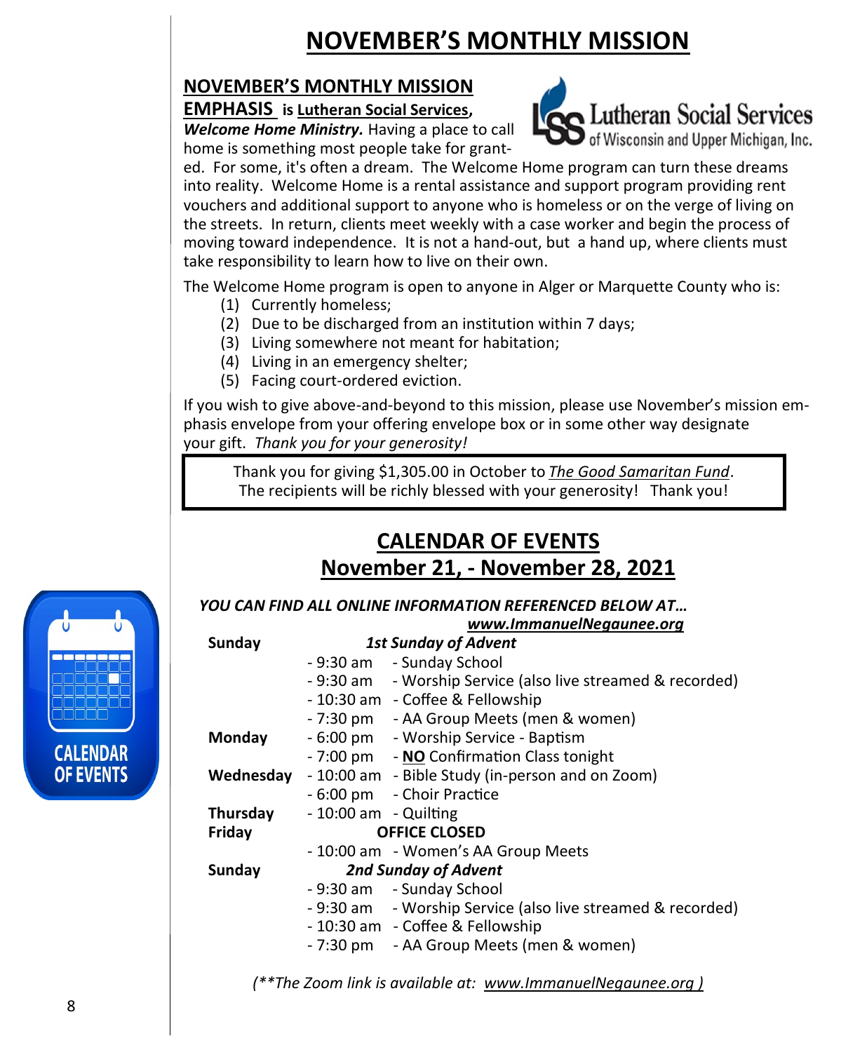# NOVEMBER'S MONTHLY MISSION

## NOVEMBER'S MONTHLY MISSION EMPHASIS

**NOVEMBER'S MONTHLY MISSION EMPHASIS is Lutheran Social Services,** ***Welcome Home Ministry.*** Having a place to call home is something most people take for granted. For some, it's often a dream. The Welcome Home program can turn these dreams into reality. Welcome Home is a rental assistance and support program providing rent vouchers and additional support to anyone who is homeless or on the verge of living on the streets. In return, clients meet weekly with a case worker and begin the process of moving toward independence. It is not a hand-out, but a hand up, where clients must take responsibility to learn how to live on their own.

The Welcome Home program is open to anyone in Alger or Marquette County who is:

1. Currently homeless;
2. Due to be discharged from an institution within 7 days;
3. Living somewhere not meant for habitation;
4. Living in an emergency shelter;
5. Facing court-ordered eviction.

If you wish to give above-and-beyond to this mission, please use November's mission emphasis envelope from your offering envelope box or in some other way designate your gift. *Thank you for your generosity!*

> Thank you for giving $1,305.00 in October to *The Good Samaritan Fund*.
> The recipients will be richly blessed with your generosity! Thank you!

## CALENDAR OF EVENTS
## November 21, - November 28, 2021

***YOU CAN FIND ALL ONLINE INFORMATION REFERENCED BELOW AT… www.ImmanuelNegaunee.org***

**Sunday** — ***1st Sunday of Advent***
- 9:30 am - Sunday School
- 9:30 am - Worship Service (also live streamed & recorded)
- 10:30 am - Coffee & Fellowship
- 7:30 pm - AA Group Meets (men & women)

**Monday**
- 6:00 pm - Worship Service - Baptism
- 7:00 pm - **NO** Confirmation Class tonight

**Wednesday**
- 10:00 am - Bible Study (in-person and on Zoom)
- 6:00 pm - Choir Practice

**Thursday**
- 10:00 am - Quilting

**Friday** — **OFFICE CLOSED**
- 10:00 am - Women's AA Group Meets

**Sunday** — ***2nd Sunday of Advent***
- 9:30 am - Sunday School
- 9:30 am - Worship Service (also live streamed & recorded)
- 10:30 am - Coffee & Fellowship
- 7:30 pm - AA Group Meets (men & women)

*(**The Zoom link is available at: www.ImmanuelNegaunee.org )*